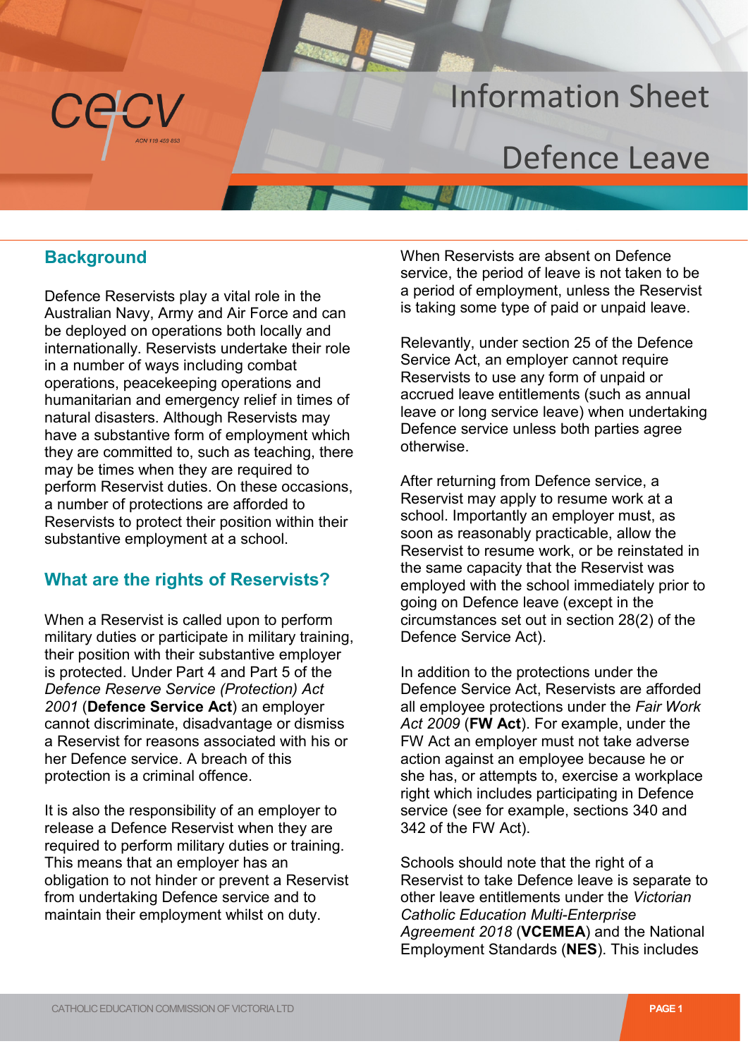# Information Sheet

# Defence Leave

## Background

Defence Reservists play a vital role in the Australian Navy, Army and Air Force and can be deployed on operations both locally and internationally. Reservists undertake their role in a number of ways including combat operations, peacekeeping operations and humanitarian and emergency relief in times of natural disasters. Although Reservists may have a substantive form of employment which they are committed to, such as teaching, there may be times when they are required to perform Reservist duties. On these occasions, a number of protections are afforded to Reservists to protect their position within their substantive employment at a school.

## What are the rights of Reservists?

When a Reservist is called upon to perform military duties or participate in military training, their position with their substantive employer is protected. Under Part 4 and Part 5 of the *Defence Reserve Service (Protection) Act 2001* (**Defence Service Act**) an employer cannot discriminate, disadvantage or dismiss a Reservist for reasons associated with his or her Defence service. A breach of this protection is a criminal offence.

It is also the responsibility of an employer to release a Defence Reservist when they are required to perform military duties or training. This means that an employer has an obligation to not hinder or prevent a Reservist from undertaking Defence service and to maintain their employment whilst on duty.

When Reservists are absent on Defence service, the period of leave is not taken to be a period of employment, unless the Reservist is taking some type of paid or unpaid leave.

Relevantly, under section 25 of the Defence Service Act, an employer cannot require Reservists to use any form of unpaid or accrued leave entitlements (such as annual leave or long service leave) when undertaking Defence service unless both parties agree otherwise.

After returning from Defence service, a Reservist may apply to resume work at a school. Importantly an employer must, as soon as reasonably practicable, allow the Reservist to resume work, or be reinstated in the same capacity that the Reservist was employed with the school immediately prior to going on Defence leave (except in the circumstances set out in section 28(2) of the Defence Service Act).

In addition to the protections under the Defence Service Act, Reservists are afforded all employee protections under the *Fair Work Act 2009* (**FW Act**). For example, under the FW Act an employer must not take adverse action against an employee because he or she has, or attempts to, exercise a workplace right which includes participating in Defence service (see for example, sections 340 and 342 of the FW Act).

Schools should note that the right of a Reservist to take Defence leave is separate to other leave entitlements under the *Victorian Catholic Education Multi-Enterprise Agreement 2018* (**VCEMEA**) and the National Employment Standards (**NES**). This includes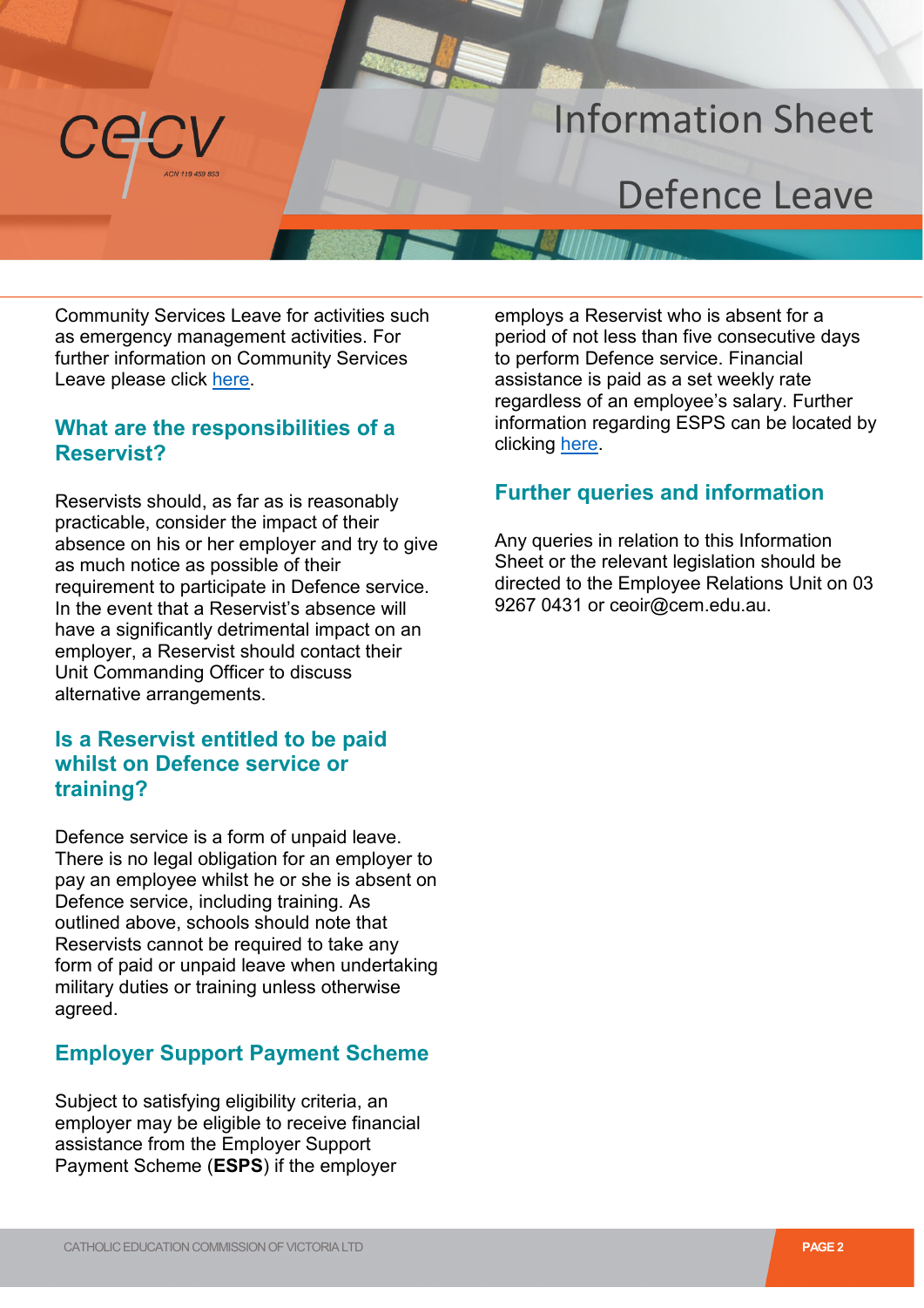Community Services Leave for activities such as emergency management activities. For further information on Community Services Leave please click here.

## What are the responsibilities of a Reservist?

Reservists should, as far as is reasonably practicable, consider the impact of their absence on his or her employer and try to give as much notice as possible of their requirement to participate in Defence service. In the event that a Reservist's absence will have a significantly detrimental impact on an employer, a Reservist should contact their Unit Commanding Officer to discuss alternative arrangements.

## Is a Reservist entitled to be paid whilst on Defence service or training?

Defence service is a form of unpaid leave. There is no legal obligation for an employer to pay an employee whilst he or she is absent on Defence service, including training. As outlined above, schools should note that Reservists cannot be required to take any form of paid or unpaid leave when undertaking military duties or training unless otherwise agreed.

## Employer Support Payment Scheme

Subject to satisfying eligibility criteria, an employer may be eligible to receive financial assistance from the Employer Support Payment Scheme (**ESPS**) if the employer employs a Reservist who is absent for a period of not less than five consecutive days to perform Defence service. Financial assistance is paid as a set weekly rate regardless of an employee's salary. Further information regarding ESPS can be located by clicking here.

## Further queries and information

Any queries in relation to this Information Sheet or the relevant legislation should be directed to the Employee Relations Unit on 03 9267 0431 or ceoir@cem.edu.au.